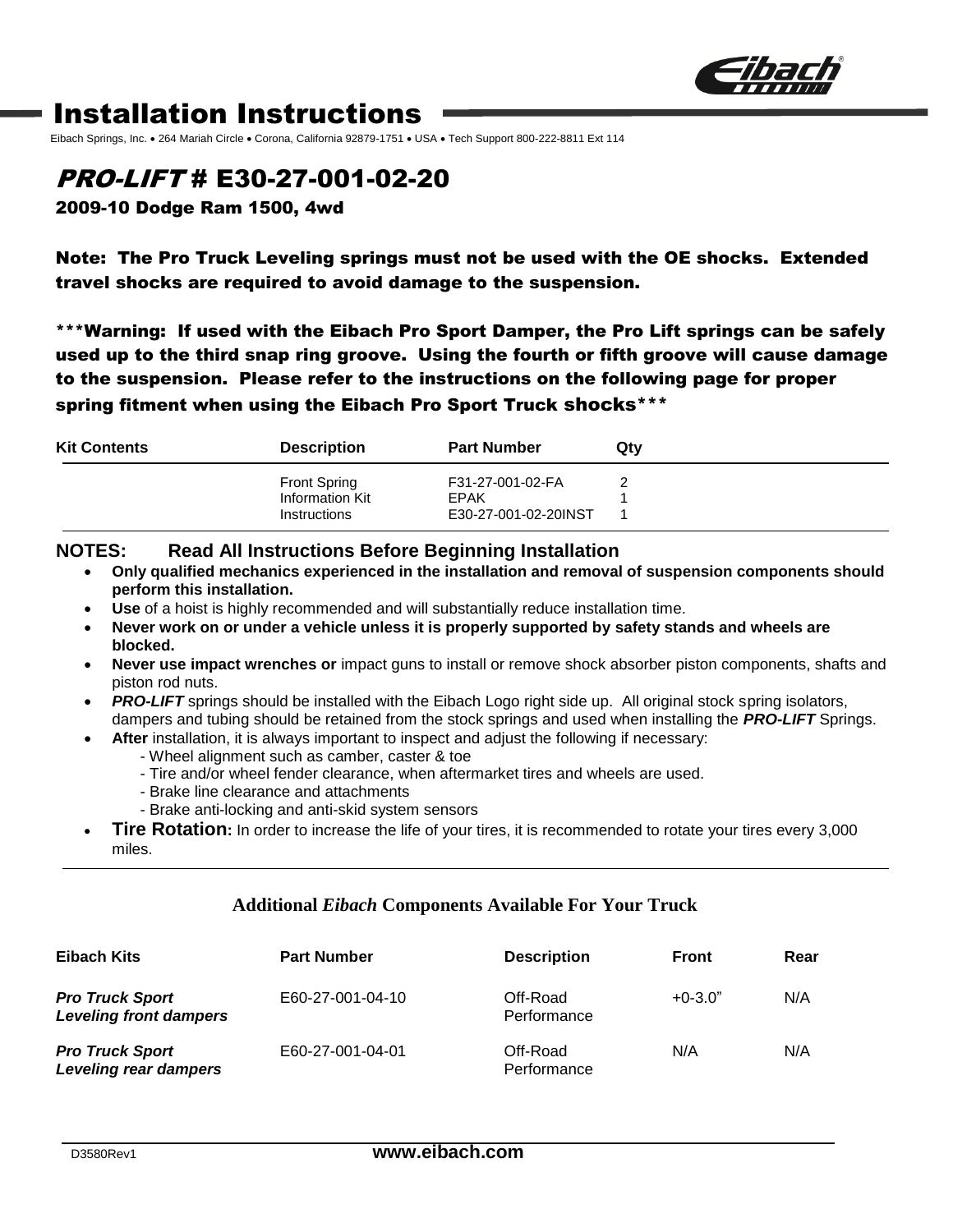# Installation Instructions

Eibach Springs, Inc. • 264 Mariah Circle • Corona, California 92879-1751 • USA • Tech Support 800-222-8811 Ext 114

## *PRO-LIFT* # E30-27-001-02-20

### 2009-10 Dodge Ram 1500, 4wd

**Note: The Pro Truck Leveling springs must not be used with the OE shocks. Extended travel shocks are required to avoid damage to the suspension.**

**\*\*\*Warning: If used with the Eibach Pro Sport Damper, the Pro Lift springs can be safely used up to the third snap ring groove. Using the fourth or fifth groove will cause damage to the suspension. Please refer to the instructions on the following page for proper spring fitment when using the Eibach Pro Sport Truck shocks\*\*\***

| Kit Contents | Description | Part Number | Qty |
|---|---|---|---|
| | Front Spring | F31-27-001-02-FA | 2 |
| | Information Kit | EPAK | 1 |
| | Instructions | E30-27-001-02-20INST | 1 |

**NOTES: Read All Instructions Before Beginning Installation**

- **Only qualified mechanics experienced in the installation and removal of suspension components should perform this installation.**
- **Use** of a hoist is highly recommended and will substantially reduce installation time.
- **Never work on or under a vehicle unless it is properly supported by safety stands and wheels are blocked.**
- **Never use impact wrenches or** impact guns to install or remove shock absorber piston components, shafts and piston rod nuts.
- ***PRO-LIFT*** springs should be installed with the Eibach Logo right side up. All original stock spring isolators, dampers and tubing should be retained from the stock springs and used when installing the ***PRO-LIFT*** Springs.
- **After** installation, it is always important to inspect and adjust the following if necessary:
  - Wheel alignment such as camber, caster & toe
  - Tire and/or wheel fender clearance, when aftermarket tires and wheels are used.
  - Brake line clearance and attachments
  - Brake anti-locking and anti-skid system sensors
- **Tire Rotation:** In order to increase the life of your tires, it is recommended to rotate your tires every 3,000 miles.

### Additional *Eibach* Components Available For Your Truck

| Eibach Kits | Part Number | Description | Front | Rear |
|---|---|---|---|---|
| ***Pro Truck Sport Leveling front dampers*** | E60-27-001-04-10 | Off-Road Performance | +0-3.0" | N/A |
| ***Pro Truck Sport Leveling rear dampers*** | E60-27-001-04-01 | Off-Road Performance | N/A | N/A |

D3580Rev1 **www.eibach.com**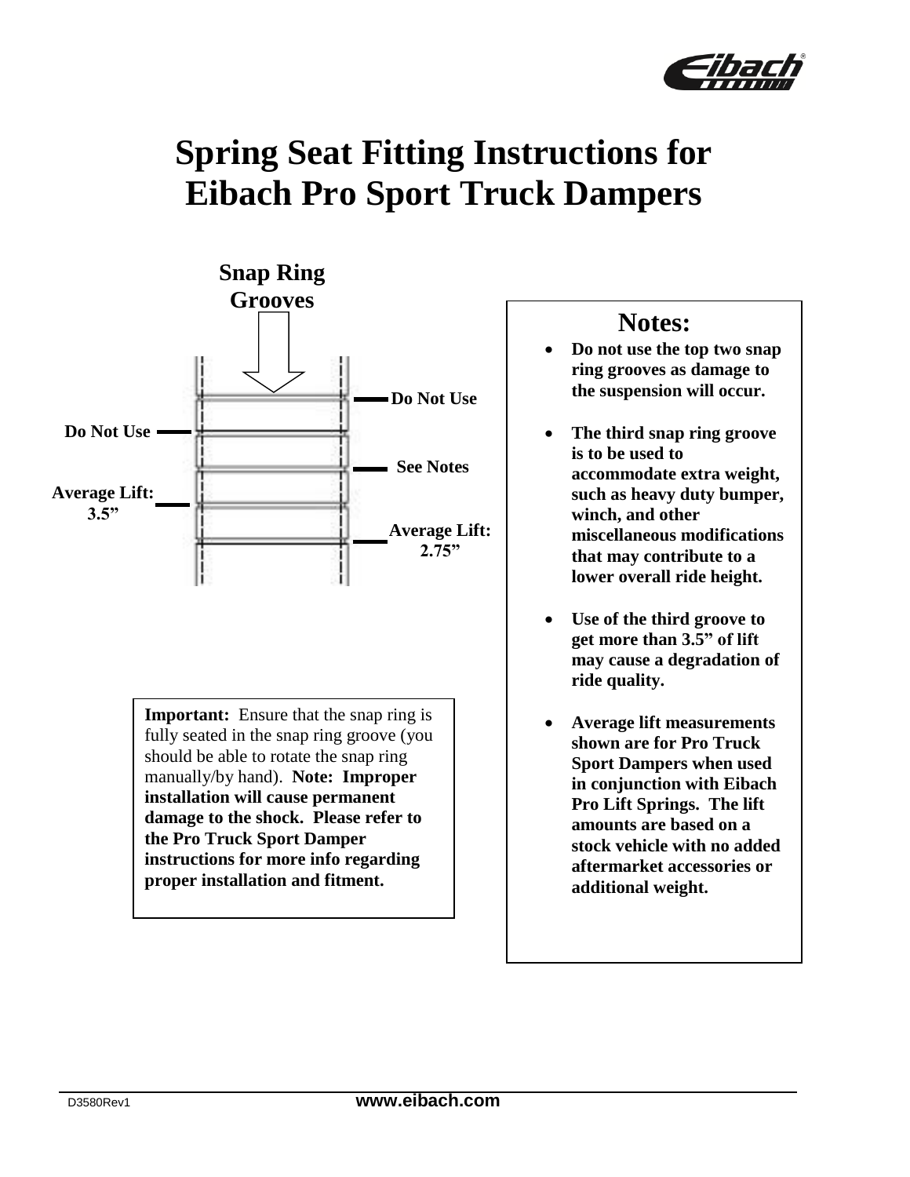# Spring Seat Fitting Instructions for Eibach Pro Sport Truck Dampers

**Snap Ring Grooves**

Do Not Use

Do Not Use

See Notes

Average Lift: 3.5”

Average Lift: 2.75”

**Important:** Ensure that the snap ring is fully seated in the snap ring groove (you should be able to rotate the snap ring manually/by hand). **Note: Improper installation will cause permanent damage to the shock. Please refer to the Pro Truck Sport Damper instructions for more info regarding proper installation and fitment.**

## Notes:

- **Do not use the top two snap ring grooves as damage to the suspension will occur.**
- **The third snap ring groove is to be used to accommodate extra weight, such as heavy duty bumper, winch, and other miscellaneous modifications that may contribute to a lower overall ride height.**
- **Use of the third groove to get more than 3.5” of lift may cause a degradation of ride quality.**
- **Average lift measurements shown are for Pro Truck Sport Dampers when used in conjunction with Eibach Pro Lift Springs. The lift amounts are based on a stock vehicle with no added aftermarket accessories or additional weight.**